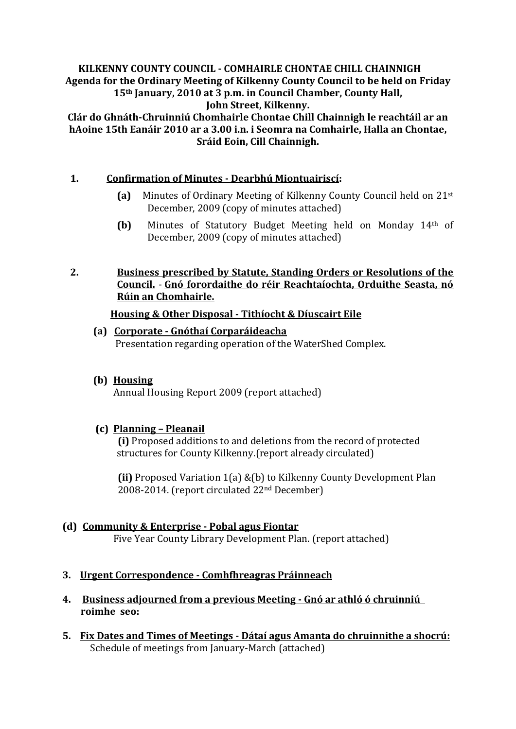**KILKENNY COUNTY COUNCIL - COMHAIRLE CHONTAE CHILL CHAINNIGH**
**Agenda for the Ordinary Meeting of Kilkenny County Council to be held on Friday 15th January, 2010 at 3 p.m. in Council Chamber, County Hall, John Street, Kilkenny.**
**Clár do Ghnáth-Chruinniú Chomhairle Chontae Chill Chainnigh le reachtáil ar an hAoine 15th Eanáir 2010 ar a 3.00 i.n. i Seomra na Comhairle, Halla an Chontae, Sráid Eoin, Cill Chainnigh.**

**1. Confirmation of Minutes - Dearbhú Miontuairiscí:**

- **(a)** Minutes of Ordinary Meeting of Kilkenny County Council held on 21st December, 2009 (copy of minutes attached)
- **(b)** Minutes of Statutory Budget Meeting held on Monday 14th of December, 2009 (copy of minutes attached)

**2. Business prescribed by Statute, Standing Orders or Resolutions of the Council. - Gnó forordaithe do réir Reachtaíochta, Orduithe Seasta, nó Rúin an Chomhairle.**

**Housing & Other Disposal - Tithíocht & Díuscairt Eile**

**(a) Corporate - Gnóthaí Corparáideacha**
Presentation regarding operation of the WaterShed Complex.

**(b) Housing**
Annual Housing Report 2009 (report attached)

**(c) Planning – Pleanail**

**(i)** Proposed additions to and deletions from the record of protected structures for County Kilkenny.(report already circulated)

**(ii)** Proposed Variation 1(a) &(b) to Kilkenny County Development Plan 2008-2014. (report circulated 22nd December)

**(d) Community & Enterprise - Pobal agus Fiontar**
Five Year County Library Development Plan. (report attached)

**3. Urgent Correspondence - Comhfhreagras Práinneach**

**4. Business adjourned from a previous Meeting - Gnó ar athló ó chruinniú roimhe seo:**

**5. Fix Dates and Times of Meetings - Dátaí agus Amanta do chruinnithe a shocrú:**
Schedule of meetings from January-March (attached)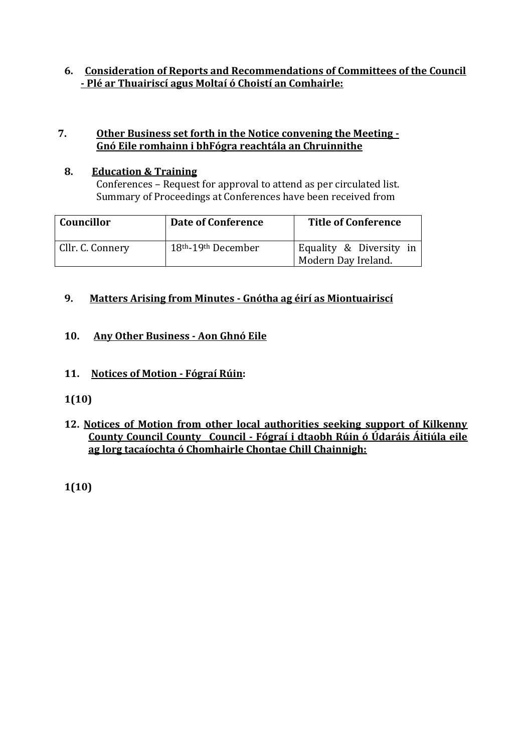6. **Consideration of Reports and Recommendations of Committees of the Council - Plé ar Thuairiscí agus Moltaí ó Choistí an Comhairle:**

7. **Other Business set forth in the Notice convening the Meeting - Gnó Eile romhainn i bhFógra reachtála an Chruinnithe**

8. **Education & Training**

   Conferences – Request for approval to attend as per circulated list.
   Summary of Proceedings at Conferences have been received from

| Councillor | Date of Conference | Title of Conference |
|---|---|---|
| Cllr. C. Connery | 18th-19th December | Equality & Diversity in Modern Day Ireland. |

9. **Matters Arising from Minutes - Gnótha ag éirí as Miontuairiscí**

10. **Any Other Business - Aon Ghnó Eile**

11. **Notices of Motion - Fógraí Rúin:**

**1(10)**

12. **Notices of Motion from other local authorities seeking support of Kilkenny County Council County Council - Fógraí i dtaobh Rúin ó Údaráis Áitiúla eile ag lorg tacaíochta ó Chomhairle Chontae Chill Chainnigh:**

**1(10)**